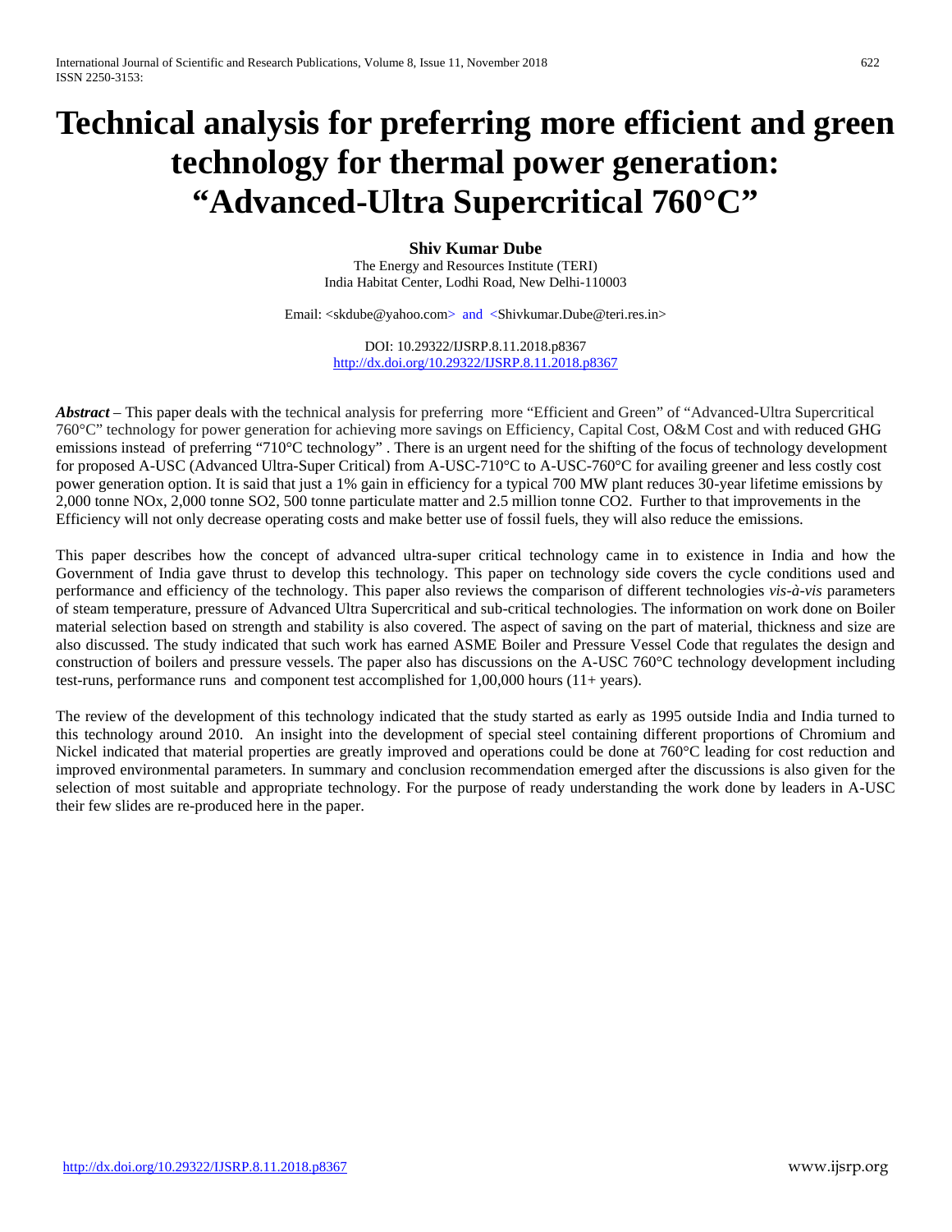# Technical analysis for preferring more efficient and green technology for thermal power generation: "Advanced-Ultra Supercritical 760°C"

**Shiv Kumar Dube**

The Energy and Resources Institute (TERI)
India Habitat Center, Lodhi Road, New Delhi-110003

Email: <skdube@yahoo.com> and <Shivkumar.Dube@teri.res.in>

DOI: 10.29322/IJSRP.8.11.2018.p8367
http://dx.doi.org/10.29322/IJSRP.8.11.2018.p8367

***Abstract*** – This paper deals with the technical analysis for preferring more "Efficient and Green" of "Advanced-Ultra Supercritical 760°C" technology for power generation for achieving more savings on Efficiency, Capital Cost, O&M Cost and with reduced GHG emissions instead of preferring "710°C technology" . There is an urgent need for the shifting of the focus of technology development for proposed A-USC (Advanced Ultra-Super Critical) from A-USC-710°C to A-USC-760°C for availing greener and less costly cost power generation option. It is said that just a 1% gain in efficiency for a typical 700 MW plant reduces 30-year lifetime emissions by 2,000 tonne NOx, 2,000 tonne SO2, 500 tonne particulate matter and 2.5 million tonne CO2. Further to that improvements in the Efficiency will not only decrease operating costs and make better use of fossil fuels, they will also reduce the emissions.

This paper describes how the concept of advanced ultra-super critical technology came in to existence in India and how the Government of India gave thrust to develop this technology. This paper on technology side covers the cycle conditions used and performance and efficiency of the technology. This paper also reviews the comparison of different technologies *vis-à-vis* parameters of steam temperature, pressure of Advanced Ultra Supercritical and sub-critical technologies. The information on work done on Boiler material selection based on strength and stability is also covered. The aspect of saving on the part of material, thickness and size are also discussed. The study indicated that such work has earned ASME Boiler and Pressure Vessel Code that regulates the design and construction of boilers and pressure vessels. The paper also has discussions on the A-USC 760°C technology development including test-runs, performance runs and component test accomplished for 1,00,000 hours (11+ years).

The review of the development of this technology indicated that the study started as early as 1995 outside India and India turned to this technology around 2010. An insight into the development of special steel containing different proportions of Chromium and Nickel indicated that material properties are greatly improved and operations could be done at 760°C leading for cost reduction and improved environmental parameters. In summary and conclusion recommendation emerged after the discussions is also given for the selection of most suitable and appropriate technology. For the purpose of ready understanding the work done by leaders in A-USC their few slides are re-produced here in the paper.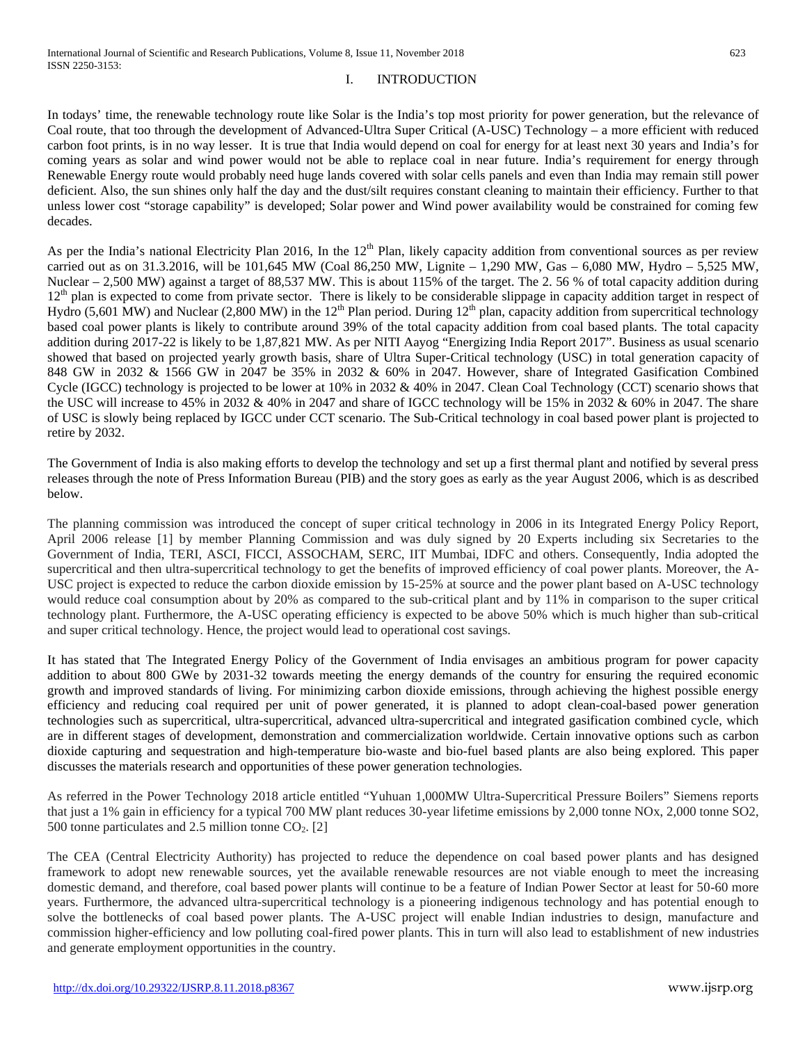# I. INTRODUCTION

In todays' time, the renewable technology route like Solar is the India's top most priority for power generation, but the relevance of Coal route, that too through the development of Advanced-Ultra Super Critical (A-USC) Technology – a more efficient with reduced carbon foot prints, is in no way lesser. It is true that India would depend on coal for energy for at least next 30 years and India's for coming years as solar and wind power would not be able to replace coal in near future. India's requirement for energy through Renewable Energy route would probably need huge lands covered with solar cells panels and even than India may remain still power deficient. Also, the sun shines only half the day and the dust/silt requires constant cleaning to maintain their efficiency. Further to that unless lower cost "storage capability" is developed; Solar power and Wind power availability would be constrained for coming few decades.

As per the India's national Electricity Plan 2016, In the 12th Plan, likely capacity addition from conventional sources as per review carried out as on 31.3.2016, will be 101,645 MW (Coal 86,250 MW, Lignite – 1,290 MW, Gas – 6,080 MW, Hydro – 5,525 MW, Nuclear – 2,500 MW) against a target of 88,537 MW. This is about 115% of the target. The 2. 56 % of total capacity addition during 12th plan is expected to come from private sector. There is likely to be considerable slippage in capacity addition target in respect of Hydro (5,601 MW) and Nuclear (2,800 MW) in the 12th Plan period. During 12th plan, capacity addition from supercritical technology based coal power plants is likely to contribute around 39% of the total capacity addition from coal based plants. The total capacity addition during 2017-22 is likely to be 1,87,821 MW. As per NITI Aayog "Energizing India Report 2017". Business as usual scenario showed that based on projected yearly growth basis, share of Ultra Super-Critical technology (USC) in total generation capacity of 848 GW in 2032 & 1566 GW in 2047 be 35% in 2032 & 60% in 2047. However, share of Integrated Gasification Combined Cycle (IGCC) technology is projected to be lower at 10% in 2032 & 40% in 2047. Clean Coal Technology (CCT) scenario shows that the USC will increase to 45% in 2032 & 40% in 2047 and share of IGCC technology will be 15% in 2032 & 60% in 2047. The share of USC is slowly being replaced by IGCC under CCT scenario. The Sub-Critical technology in coal based power plant is projected to retire by 2032.

The Government of India is also making efforts to develop the technology and set up a first thermal plant and notified by several press releases through the note of Press Information Bureau (PIB) and the story goes as early as the year August 2006, which is as described below.

The planning commission was introduced the concept of super critical technology in 2006 in its Integrated Energy Policy Report, April 2006 release [1] by member Planning Commission and was duly signed by 20 Experts including six Secretaries to the Government of India, TERI, ASCI, FICCI, ASSOCHAM, SERC, IIT Mumbai, IDFC and others. Consequently, India adopted the supercritical and then ultra-supercritical technology to get the benefits of improved efficiency of coal power plants. Moreover, the A-USC project is expected to reduce the carbon dioxide emission by 15-25% at source and the power plant based on A-USC technology would reduce coal consumption about by 20% as compared to the sub-critical plant and by 11% in comparison to the super critical technology plant. Furthermore, the A-USC operating efficiency is expected to be above 50% which is much higher than sub-critical and super critical technology. Hence, the project would lead to operational cost savings.

It has stated that The Integrated Energy Policy of the Government of India envisages an ambitious program for power capacity addition to about 800 GWe by 2031-32 towards meeting the energy demands of the country for ensuring the required economic growth and improved standards of living. For minimizing carbon dioxide emissions, through achieving the highest possible energy efficiency and reducing coal required per unit of power generated, it is planned to adopt clean-coal-based power generation technologies such as supercritical, ultra-supercritical, advanced ultra-supercritical and integrated gasification combined cycle, which are in different stages of development, demonstration and commercialization worldwide. Certain innovative options such as carbon dioxide capturing and sequestration and high-temperature bio-waste and bio-fuel based plants are also being explored. This paper discusses the materials research and opportunities of these power generation technologies.

As referred in the Power Technology 2018 article entitled "Yuhuan 1,000MW Ultra-Supercritical Pressure Boilers" Siemens reports that just a 1% gain in efficiency for a typical 700 MW plant reduces 30-year lifetime emissions by 2,000 tonne NOx, 2,000 tonne SO2, 500 tonne particulates and 2.5 million tonne $CO_2$. [2]

The CEA (Central Electricity Authority) has projected to reduce the dependence on coal based power plants and has designed framework to adopt new renewable sources, yet the available renewable resources are not viable enough to meet the increasing domestic demand, and therefore, coal based power plants will continue to be a feature of Indian Power Sector at least for 50-60 more years. Furthermore, the advanced ultra-supercritical technology is a pioneering indigenous technology and has potential enough to solve the bottlenecks of coal based power plants. The A-USC project will enable Indian industries to design, manufacture and commission higher-efficiency and low polluting coal-fired power plants. This in turn will also lead to establishment of new industries and generate employment opportunities in the country.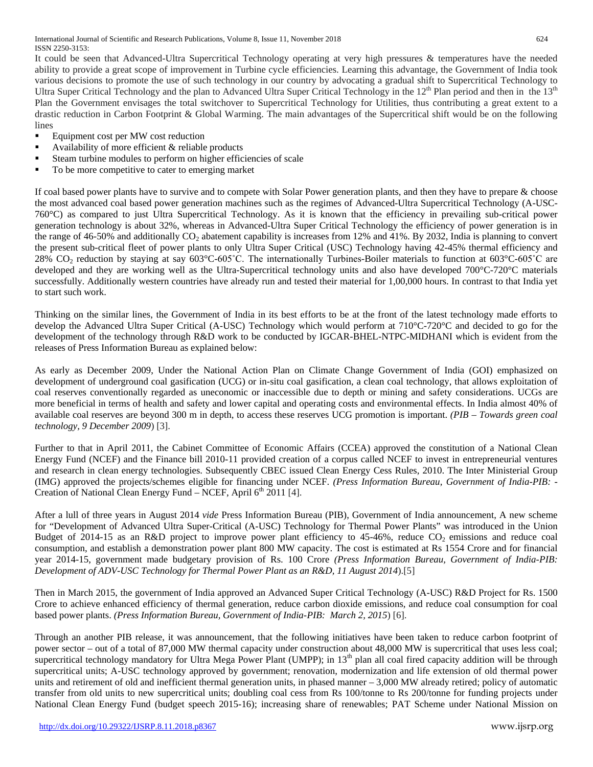It could be seen that Advanced-Ultra Supercritical Technology operating at very high pressures & temperatures have the needed ability to provide a great scope of improvement in Turbine cycle efficiencies. Learning this advantage, the Government of India took various decisions to promote the use of such technology in our country by advocating a gradual shift to Supercritical Technology to Ultra Super Critical Technology and the plan to Advanced Ultra Super Critical Technology in the 12th Plan period and then in the 13th Plan the Government envisages the total switchover to Supercritical Technology for Utilities, thus contributing a great extent to a drastic reduction in Carbon Footprint & Global Warming. The main advantages of the Supercritical shift would be on the following lines

- Equipment cost per MW cost reduction
- Availability of more efficient & reliable products
- Steam turbine modules to perform on higher efficiencies of scale
- To be more competitive to cater to emerging market

If coal based power plants have to survive and to compete with Solar Power generation plants, and then they have to prepare & choose the most advanced coal based power generation machines such as the regimes of Advanced-Ultra Supercritical Technology (A-USC-760°C) as compared to just Ultra Supercritical Technology. As it is known that the efficiency in prevailing sub-critical power generation technology is about 32%, whereas in Advanced-Ultra Super Critical Technology the efficiency of power generation is in the range of 46-50% and additionally $CO_2$ abatement capability is increases from 12% and 41%. By 2032, India is planning to convert the present sub-critical fleet of power plants to only Ultra Super Critical (USC) Technology having 42-45% thermal efficiency and 28% $CO_2$ reduction by staying at say 603°C-605˚C. The internationally Turbines-Boiler materials to function at 603°C-605˚C are developed and they are working well as the Ultra-Supercritical technology units and also have developed 700°C-720°C materials successfully. Additionally western countries have already run and tested their material for 1,00,000 hours. In contrast to that India yet to start such work.

Thinking on the similar lines, the Government of India in its best efforts to be at the front of the latest technology made efforts to develop the Advanced Ultra Super Critical (A-USC) Technology which would perform at 710°C-720°C and decided to go for the development of the technology through R&D work to be conducted by IGCAR-BHEL-NTPC-MIDHANI which is evident from the releases of Press Information Bureau as explained below:

As early as December 2009, Under the National Action Plan on Climate Change Government of India (GOI) emphasized on development of underground coal gasification (UCG) or in-situ coal gasification, a clean coal technology, that allows exploitation of coal reserves conventionally regarded as uneconomic or inaccessible due to depth or mining and safety considerations. UCGs are more beneficial in terms of health and safety and lower capital and operating costs and environmental effects. In India almost 40% of available coal reserves are beyond 300 m in depth, to access these reserves UCG promotion is important. *(PIB – Towards green coal technology, 9 December 2009*) [3].

Further to that in April 2011, the Cabinet Committee of Economic Affairs (CCEA) approved the constitution of a National Clean Energy Fund (NCEF) and the Finance bill 2010-11 provided creation of a corpus called NCEF to invest in entrepreneurial ventures and research in clean energy technologies. Subsequently CBEC issued Clean Energy Cess Rules, 2010. The Inter Ministerial Group (IMG) approved the projects/schemes eligible for financing under NCEF. *(Press Information Bureau, Government of India-PIB: -* Creation of National Clean Energy Fund – NCEF, April 6th 2011 [4].

After a lull of three years in August 2014 *vide* Press Information Bureau (PIB), Government of India announcement, A new scheme for "Development of Advanced Ultra Super-Critical (A-USC) Technology for Thermal Power Plants" was introduced in the Union Budget of 2014-15 as an R&D project to improve power plant efficiency to 45-46%, reduce $CO_2$ emissions and reduce coal consumption, and establish a demonstration power plant 800 MW capacity. The cost is estimated at Rs 1554 Crore and for financial year 2014-15, government made budgetary provision of Rs. 100 Crore *(Press Information Bureau, Government of India-PIB: Development of ADV-USC Technology for Thermal Power Plant as an R&D, 11 August 2014*).[5]

Then in March 2015, the government of India approved an Advanced Super Critical Technology (A-USC) R&D Project for Rs. 1500 Crore to achieve enhanced efficiency of thermal generation, reduce carbon dioxide emissions, and reduce coal consumption for coal based power plants. *(Press Information Bureau, Government of India-PIB: March 2, 2015*) [6].

Through an another PIB release, it was announcement, that the following initiatives have been taken to reduce carbon footprint of power sector – out of a total of 87,000 MW thermal capacity under construction about 48,000 MW is supercritical that uses less coal; supercritical technology mandatory for Ultra Mega Power Plant (UMPP); in 13th plan all coal fired capacity addition will be through supercritical units; A-USC technology approved by government; renovation, modernization and life extension of old thermal power units and retirement of old and inefficient thermal generation units, in phased manner – 3,000 MW already retired; policy of automatic transfer from old units to new supercritical units; doubling coal cess from Rs 100/tonne to Rs 200/tonne for funding projects under National Clean Energy Fund (budget speech 2015-16); increasing share of renewables; PAT Scheme under National Mission on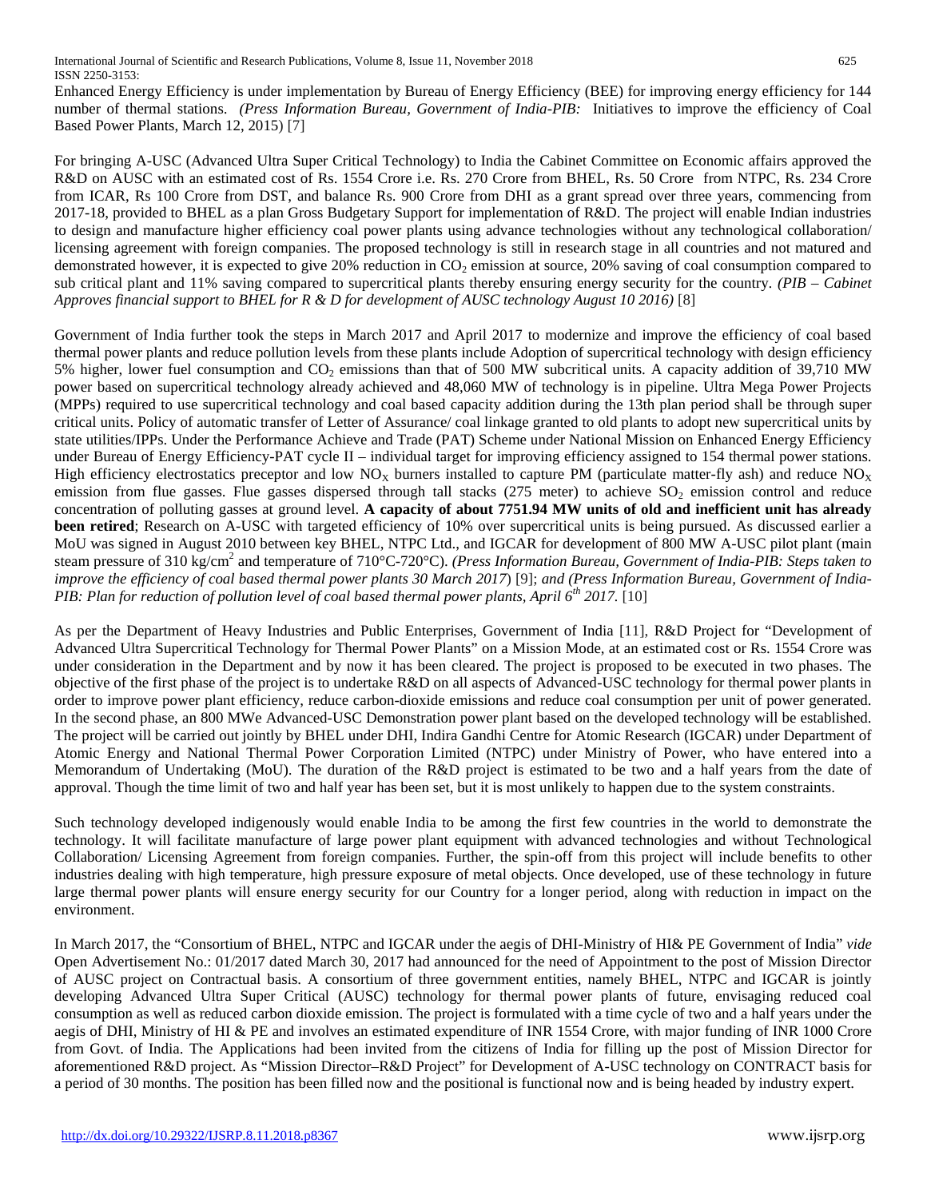Enhanced Energy Efficiency is under implementation by Bureau of Energy Efficiency (BEE) for improving energy efficiency for 144 number of thermal stations. *(Press Information Bureau, Government of India-PIB:* Initiatives to improve the efficiency of Coal Based Power Plants, March 12, 2015) [7]

For bringing A-USC (Advanced Ultra Super Critical Technology) to India the Cabinet Committee on Economic affairs approved the R&D on AUSC with an estimated cost of Rs. 1554 Crore i.e. Rs. 270 Crore from BHEL, Rs. 50 Crore from NTPC, Rs. 234 Crore from ICAR, Rs 100 Crore from DST, and balance Rs. 900 Crore from DHI as a grant spread over three years, commencing from 2017-18, provided to BHEL as a plan Gross Budgetary Support for implementation of R&D. The project will enable Indian industries to design and manufacture higher efficiency coal power plants using advance technologies without any technological collaboration/ licensing agreement with foreign companies. The proposed technology is still in research stage in all countries and not matured and demonstrated however, it is expected to give 20% reduction in $CO_2$ emission at source, 20% saving of coal consumption compared to sub critical plant and 11% saving compared to supercritical plants thereby ensuring energy security for the country. *(PIB – Cabinet Approves financial support to BHEL for R & D for development of AUSC technology August 10 2016)* [8]

Government of India further took the steps in March 2017 and April 2017 to modernize and improve the efficiency of coal based thermal power plants and reduce pollution levels from these plants include Adoption of supercritical technology with design efficiency 5% higher, lower fuel consumption and $CO_2$ emissions than that of 500 MW subcritical units. A capacity addition of 39,710 MW power based on supercritical technology already achieved and 48,060 MW of technology is in pipeline. Ultra Mega Power Projects (MPPs) required to use supercritical technology and coal based capacity addition during the 13th plan period shall be through super critical units. Policy of automatic transfer of Letter of Assurance/ coal linkage granted to old plants to adopt new supercritical units by state utilities/IPPs. Under the Performance Achieve and Trade (PAT) Scheme under National Mission on Enhanced Energy Efficiency under Bureau of Energy Efficiency-PAT cycle II – individual target for improving efficiency assigned to 154 thermal power stations. High efficiency electrostatics preceptor and low $NO_X$ burners installed to capture PM (particulate matter-fly ash) and reduce $NO_X$ emission from flue gasses. Flue gasses dispersed through tall stacks (275 meter) to achieve $SO_2$ emission control and reduce concentration of polluting gasses at ground level. **A capacity of about 7751.94 MW units of old and inefficient unit has already been retired**; Research on A-USC with targeted efficiency of 10% over supercritical units is being pursued. As discussed earlier a MoU was signed in August 2010 between key BHEL, NTPC Ltd., and IGCAR for development of 800 MW A-USC pilot plant (main steam pressure of 310 $kg/cm^2$ and temperature of 710°C-720°C). *(Press Information Bureau, Government of India-PIB: Steps taken to improve the efficiency of coal based thermal power plants 30 March 2017*) [9]; *and (Press Information Bureau, Government of India-PIB: Plan for reduction of pollution level of coal based thermal power plants, April 6th 2017.* [10]

As per the Department of Heavy Industries and Public Enterprises, Government of India [11], R&D Project for "Development of Advanced Ultra Supercritical Technology for Thermal Power Plants" on a Mission Mode, at an estimated cost or Rs. 1554 Crore was under consideration in the Department and by now it has been cleared. The project is proposed to be executed in two phases. The objective of the first phase of the project is to undertake R&D on all aspects of Advanced-USC technology for thermal power plants in order to improve power plant efficiency, reduce carbon-dioxide emissions and reduce coal consumption per unit of power generated. In the second phase, an 800 MWe Advanced-USC Demonstration power plant based on the developed technology will be established. The project will be carried out jointly by BHEL under DHI, Indira Gandhi Centre for Atomic Research (IGCAR) under Department of Atomic Energy and National Thermal Power Corporation Limited (NTPC) under Ministry of Power, who have entered into a Memorandum of Undertaking (MoU). The duration of the R&D project is estimated to be two and a half years from the date of approval. Though the time limit of two and half year has been set, but it is most unlikely to happen due to the system constraints.

Such technology developed indigenously would enable India to be among the first few countries in the world to demonstrate the technology. It will facilitate manufacture of large power plant equipment with advanced technologies and without Technological Collaboration/ Licensing Agreement from foreign companies. Further, the spin-off from this project will include benefits to other industries dealing with high temperature, high pressure exposure of metal objects. Once developed, use of these technology in future large thermal power plants will ensure energy security for our Country for a longer period, along with reduction in impact on the environment.

In March 2017, the "Consortium of BHEL, NTPC and IGCAR under the aegis of DHI-Ministry of HI& PE Government of India" *vide* Open Advertisement No.: 01/2017 dated March 30, 2017 had announced for the need of Appointment to the post of Mission Director of AUSC project on Contractual basis. A consortium of three government entities, namely BHEL, NTPC and IGCAR is jointly developing Advanced Ultra Super Critical (AUSC) technology for thermal power plants of future, envisaging reduced coal consumption as well as reduced carbon dioxide emission. The project is formulated with a time cycle of two and a half years under the aegis of DHI, Ministry of HI & PE and involves an estimated expenditure of INR 1554 Crore, with major funding of INR 1000 Crore from Govt. of India. The Applications had been invited from the citizens of India for filling up the post of Mission Director for aforementioned R&D project. As "Mission Director–R&D Project" for Development of A-USC technology on CONTRACT basis for a period of 30 months. The position has been filled now and the positional is functional now and is being headed by industry expert.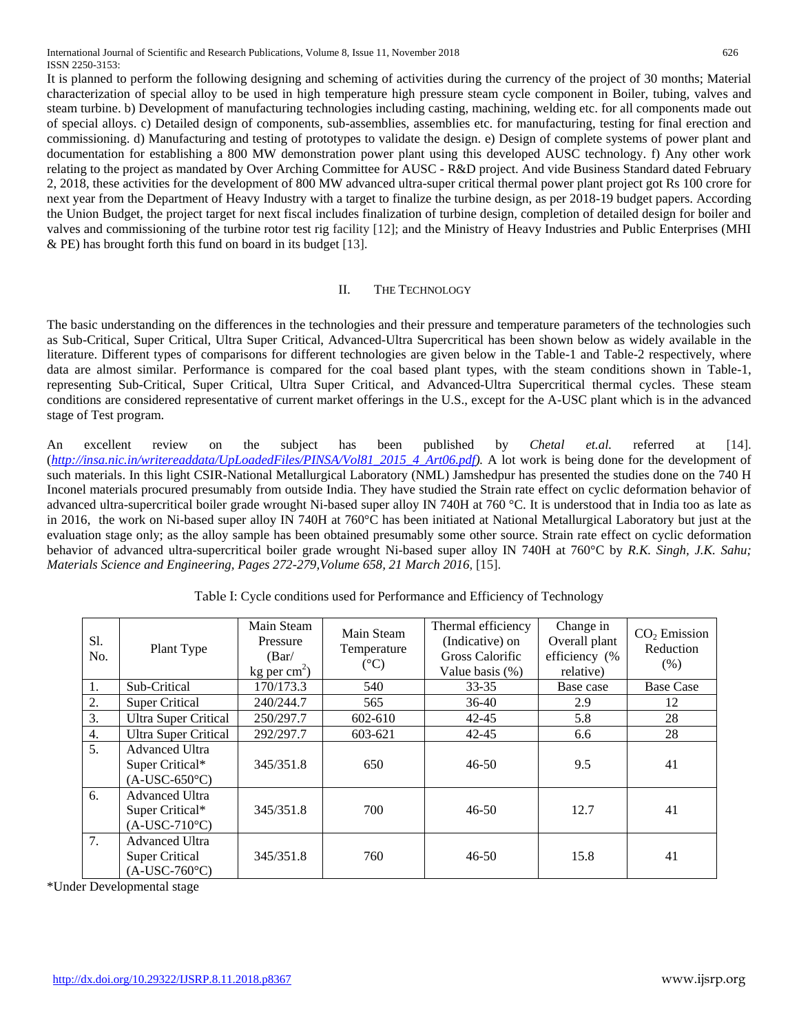It is planned to perform the following designing and scheming of activities during the currency of the project of 30 months; Material characterization of special alloy to be used in high temperature high pressure steam cycle component in Boiler, tubing, valves and steam turbine. b) Development of manufacturing technologies including casting, machining, welding etc. for all components made out of special alloys. c) Detailed design of components, sub-assemblies, assemblies etc. for manufacturing, testing for final erection and commissioning. d) Manufacturing and testing of prototypes to validate the design. e) Design of complete systems of power plant and documentation for establishing a 800 MW demonstration power plant using this developed AUSC technology. f) Any other work relating to the project as mandated by Over Arching Committee for AUSC - R&D project. And vide Business Standard dated February 2, 2018, these activities for the development of 800 MW advanced ultra-super critical thermal power plant project got Rs 100 crore for next year from the Department of Heavy Industry with a target to finalize the turbine design, as per 2018-19 budget papers. According the Union Budget, the project target for next fiscal includes finalization of turbine design, completion of detailed design for boiler and valves and commissioning of the turbine rotor test rig facility [12]; and the Ministry of Heavy Industries and Public Enterprises (MHI & PE) has brought forth this fund on board in its budget [13].

## II. The Technology

The basic understanding on the differences in the technologies and their pressure and temperature parameters of the technologies such as Sub-Critical, Super Critical, Ultra Super Critical, Advanced-Ultra Supercritical has been shown below as widely available in the literature. Different types of comparisons for different technologies are given below in the Table-1 and Table-2 respectively, where data are almost similar. Performance is compared for the coal based plant types, with the steam conditions shown in Table-1, representing Sub-Critical, Super Critical, Ultra Super Critical, and Advanced-Ultra Supercritical thermal cycles. These steam conditions are considered representative of current market offerings in the U.S., except for the A-USC plant which is in the advanced stage of Test program.

An excellent review on the subject has been published by *Chetal et.al.* referred at [14]. (*http://insa.nic.in/writereaddata/UpLoadedFiles/PINSA/Vol81_2015_4_Art06.pdf*). A lot work is being done for the development of such materials. In this light CSIR-National Metallurgical Laboratory (NML) Jamshedpur has presented the studies done on the 740 H Inconel materials procured presumably from outside India. They have studied the Strain rate effect on cyclic deformation behavior of advanced ultra-supercritical boiler grade wrought Ni-based super alloy IN 740H at 760 °C. It is understood that in India too as late as in 2016, the work on Ni-based super alloy IN 740H at 760°C has been initiated at National Metallurgical Laboratory but just at the evaluation stage only; as the alloy sample has been obtained presumably some other source. Strain rate effect on cyclic deformation behavior of advanced ultra-supercritical boiler grade wrought Ni-based super alloy IN 740H at 760°C by *R.K. Singh, J.K. Sahu; Materials Science and Engineering, Pages 272-279,Volume 658, 21 March 2016*, [15].

Table I: Cycle conditions used for Performance and Efficiency of Technology

| Sl. No. | Plant Type | Main Steam Pressure (Bar/ kg per $cm^2$) | Main Steam Temperature (°C) | Thermal efficiency (Indicative) on Gross Calorific Value basis (%) | Change in Overall plant efficiency (% relative) | $CO_2$ Emission Reduction (%) |
|---|---|---|---|---|---|---|
| 1. | Sub-Critical | 170/173.3 | 540 | 33-35 | Base case | Base Case |
| 2. | Super Critical | 240/244.7 | 565 | 36-40 | 2.9 | 12 |
| 3. | Ultra Super Critical | 250/297.7 | 602-610 | 42-45 | 5.8 | 28 |
| 4. | Ultra Super Critical | 292/297.7 | 603-621 | 42-45 | 6.6 | 28 |
| 5. | Advanced Ultra Super Critical* (A-USC-650°C) | 345/351.8 | 650 | 46-50 | 9.5 | 41 |
| 6. | Advanced Ultra Super Critical* (A-USC-710°C) | 345/351.8 | 700 | 46-50 | 12.7 | 41 |
| 7. | Advanced Ultra Super Critical (A-USC-760°C) | 345/351.8 | 760 | 46-50 | 15.8 | 41 |

*Under Developmental stage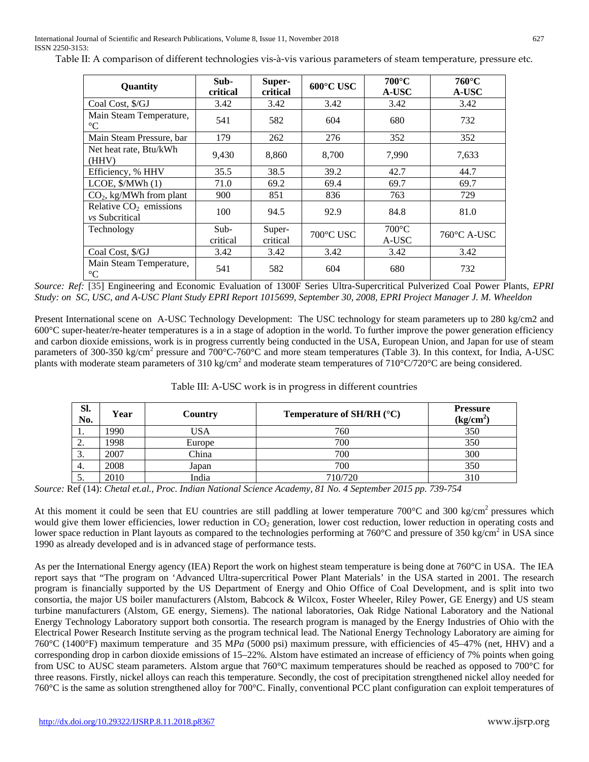Table II: A comparison of different technologies vis-à-vis various parameters of steam temperature, pressure etc.

| Quantity | Sub-critical | Super-critical | 600°C USC | 700°C A-USC | 760°C A-USC |
|---|---|---|---|---|---|
| Coal Cost, $/GJ | 3.42 | 3.42 | 3.42 | 3.42 | 3.42 |
| Main Steam Temperature, °C | 541 | 582 | 604 | 680 | 732 |
| Main Steam Pressure, bar | 179 | 262 | 276 | 352 | 352 |
| Net heat rate, Btu/kWh (HHV) | 9,430 | 8,860 | 8,700 | 7,990 | 7,633 |
| Efficiency, % HHV | 35.5 | 38.5 | 39.2 | 42.7 | 44.7 |
| LCOE, $/MWh (1) | 71.0 | 69.2 | 69.4 | 69.7 | 69.7 |
| $CO_2$, kg/MWh from plant | 900 | 851 | 836 | 763 | 729 |
| Relative $CO_2$ emissions *vs* Subcritical | 100 | 94.5 | 92.9 | 84.8 | 81.0 |
| Technology | Sub-critical | Super-critical | 700°C USC | 700°C A-USC | 760°C A-USC |
| Coal Cost, $/GJ | 3.42 | 3.42 | 3.42 | 3.42 | 3.42 |
| Main Steam Temperature, °C | 541 | 582 | 604 | 680 | 732 |

*Source: Ref:* [35] Engineering and Economic Evaluation of 1300F Series Ultra-Supercritical Pulverized Coal Power Plants, *EPRI Study: on SC, USC, and A-USC Plant Study EPRI Report 1015699, September 30, 2008, EPRI Project Manager J. M. Wheeldon*

Present International scene on A-USC Technology Development: The USC technology for steam parameters up to 280 kg/cm2 and 600°C super-heater/re-heater temperatures is a in a stage of adoption in the world. To further improve the power generation efficiency and carbon dioxide emissions, work is in progress currently being conducted in the USA, European Union, and Japan for use of steam parameters of 300-350 kg/cm$^2$ pressure and 700°C-760°C and more steam temperatures (Table 3). In this context, for India, A-USC plants with moderate steam parameters of 310 kg/cm$^2$ and moderate steam temperatures of 710°C/720°C are being considered.

Table III: A-USC work is in progress in different countries

| Sl. No. | Year | Country | Temperature of SH/RH (°C) | Pressure (kg/cm$^2$) |
|---|---|---|---|---|
| 1. | 1990 | USA | 760 | 350 |
| 2. | 1998 | Europe | 700 | 350 |
| 3. | 2007 | China | 700 | 300 |
| 4. | 2008 | Japan | 700 | 350 |
| 5. | 2010 | India | 710/720 | 310 |

*Source:* Ref (14): *Chetal et.al., Proc. Indian National Science Academy, 81 No. 4 September 2015 pp. 739-754*

At this moment it could be seen that EU countries are still paddling at lower temperature 700°C and 300 kg/cm$^2$ pressures which would give them lower efficiencies, lower reduction in $CO_2$ generation, lower cost reduction, lower reduction in operating costs and lower space reduction in Plant layouts as compared to the technologies performing at 760°C and pressure of 350 kg/cm$^2$ in USA since 1990 as already developed and is in advanced stage of performance tests.

As per the International Energy agency (IEA) Report the work on highest steam temperature is being done at 760°C in USA. The IEA report says that "The program on 'Advanced Ultra-supercritical Power Plant Materials' in the USA started in 2001. The research program is financially supported by the US Department of Energy and Ohio Office of Coal Development, and is split into two consortia, the major US boiler manufacturers (Alstom, Babcock & Wilcox, Foster Wheeler, Riley Power, GE Energy) and US steam turbine manufacturers (Alstom, GE energy, Siemens). The national laboratories, Oak Ridge National Laboratory and the National Energy Technology Laboratory support both consortia. The research program is managed by the Energy Industries of Ohio with the Electrical Power Research Institute serving as the program technical lead. The National Energy Technology Laboratory are aiming for 760°C (1400°F) maximum temperature and 35 M*Pa* (5000 psi) maximum pressure, with efficiencies of 45–47% (net, HHV) and a corresponding drop in carbon dioxide emissions of 15–22%. Alstom have estimated an increase of efficiency of 7% points when going from USC to AUSC steam parameters. Alstom argue that 760°C maximum temperatures should be reached as opposed to 700°C for three reasons. Firstly, nickel alloys can reach this temperature. Secondly, the cost of precipitation strengthened nickel alloy needed for 760°C is the same as solution strengthened alloy for 700°C. Finally, conventional PCC plant configuration can exploit temperatures of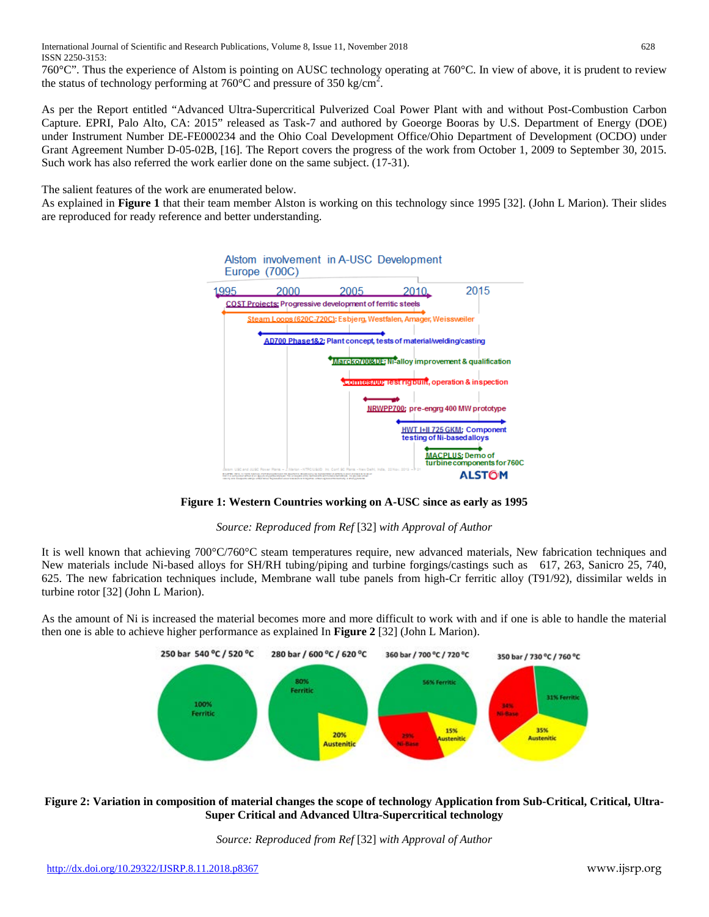760°C". Thus the experience of Alstom is pointing on AUSC technology operating at 760°C. In view of above, it is prudent to review the status of technology performing at 760°C and pressure of 350 kg/cm$^2$.

As per the Report entitled "Advanced Ultra-Supercritical Pulverized Coal Power Plant with and without Post-Combustion Carbon Capture. EPRI, Palo Alto, CA: 2015" released as Task-7 and authored by Goeorge Booras by U.S. Department of Energy (DOE) under Instrument Number DE-FE000234 and the Ohio Coal Development Office/Ohio Department of Development (OCDO) under Grant Agreement Number D-05-02B, [16]. The Report covers the progress of the work from October 1, 2009 to September 30, 2015. Such work has also referred the work earlier done on the same subject. (17-31).

The salient features of the work are enumerated below.

As explained in **Figure 1** that their team member Alston is working on this technology since 1995 [32]. (John L Marion). Their slides are reproduced for ready reference and better understanding.

**Figure 1: Western Countries working on A-USC since as early as 1995**

*Source: Reproduced from Ref* [32] *with Approval of Author*

It is well known that achieving 700°C/760°C steam temperatures require, new advanced materials, New fabrication techniques and New materials include Ni-based alloys for SH/RH tubing/piping and turbine forgings/castings such as 617, 263, Sanicro 25, 740, 625. The new fabrication techniques include, Membrane wall tube panels from high-Cr ferritic alloy (T91/92), dissimilar welds in turbine rotor [32] (John L Marion).

As the amount of Ni is increased the material becomes more and more difficult to work with and if one is able to handle the material then one is able to achieve higher performance as explained In **Figure 2** [32] (John L Marion).

**Figure 2: Variation in composition of material changes the scope of technology Application from Sub-Critical, Critical, Ultra-Super Critical and Advanced Ultra-Supercritical technology**

*Source: Reproduced from Ref* [32] *with Approval of Author*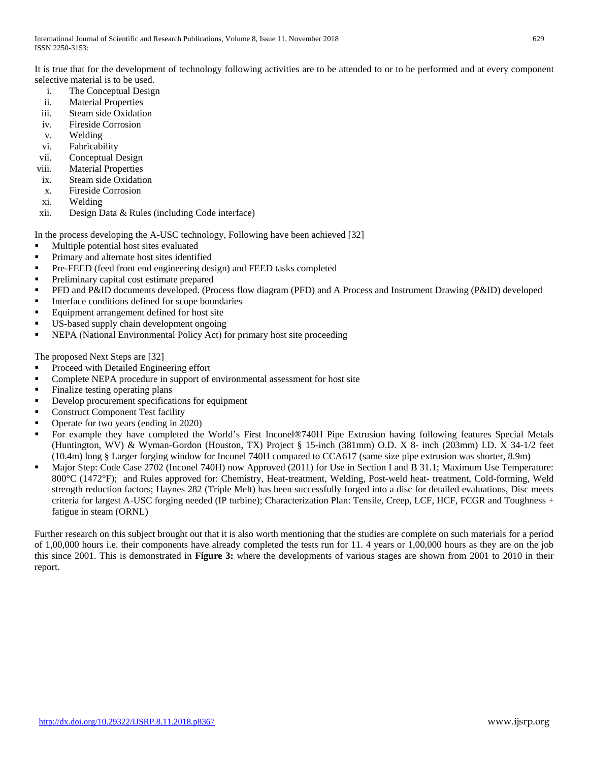It is true that for the development of technology following activities are to be attended to or to be performed and at every component selective material is to be used.

i. The Conceptual Design
ii. Material Properties
iii. Steam side Oxidation
iv. Fireside Corrosion
v. Welding
vi. Fabricability
vii. Conceptual Design
viii. Material Properties
ix. Steam side Oxidation
x. Fireside Corrosion
xi. Welding
xii. Design Data & Rules (including Code interface)

In the process developing the A-USC technology, Following have been achieved [32]

- Multiple potential host sites evaluated
- Primary and alternate host sites identified
- Pre-FEED (feed front end engineering design) and FEED tasks completed
- Preliminary capital cost estimate prepared
- PFD and P&ID documents developed. (Process flow diagram (PFD) and A Process and Instrument Drawing (P&ID) developed
- Interface conditions defined for scope boundaries
- Equipment arrangement defined for host site
- US-based supply chain development ongoing
- NEPA (National Environmental Policy Act) for primary host site proceeding

The proposed Next Steps are [32]

- Proceed with Detailed Engineering effort
- Complete NEPA procedure in support of environmental assessment for host site
- Finalize testing operating plans
- Develop procurement specifications for equipment
- Construct Component Test facility
- Operate for two years (ending in 2020)
- For example they have completed the World's First Inconel®740H Pipe Extrusion having following features Special Metals (Huntington, WV) & Wyman-Gordon (Houston, TX) Project § 15-inch (381mm) O.D. X 8- inch (203mm) I.D. X 34-1/2 feet (10.4m) long § Larger forging window for Inconel 740H compared to CCA617 (same size pipe extrusion was shorter, 8.9m)
- Major Step: Code Case 2702 (Inconel 740H) now Approved (2011) for Use in Section I and B 31.1; Maximum Use Temperature: 800°C (1472°F); and Rules approved for: Chemistry, Heat-treatment, Welding, Post-weld heat- treatment, Cold-forming, Weld strength reduction factors; Haynes 282 (Triple Melt) has been successfully forged into a disc for detailed evaluations, Disc meets criteria for largest A-USC forging needed (IP turbine); Characterization Plan: Tensile, Creep, LCF, HCF, FCGR and Toughness + fatigue in steam (ORNL)

Further research on this subject brought out that it is also worth mentioning that the studies are complete on such materials for a period of 1,00,000 hours i.e. their components have already completed the tests run for 11. 4 years or 1,00,000 hours as they are on the job this since 2001. This is demonstrated in **Figure 3:** where the developments of various stages are shown from 2001 to 2010 in their report.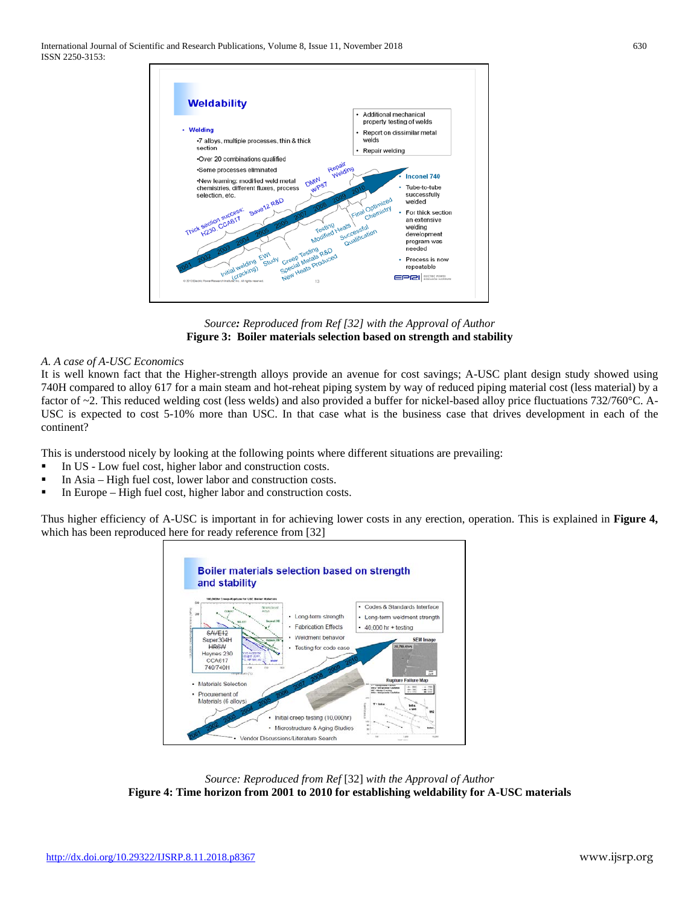*Source: Reproduced from Ref [32] with the Approval of Author*

**Figure 3: Boiler materials selection based on strength and stability**

*A. A case of A-USC Economics*

It is well known fact that the Higher-strength alloys provide an avenue for cost savings; A-USC plant design study showed using 740H compared to alloy 617 for a main steam and hot-reheat piping system by way of reduced piping material cost (less material) by a factor of ~2. This reduced welding cost (less welds) and also provided a buffer for nickel-based alloy price fluctuations 732/760°C. A-USC is expected to cost 5-10% more than USC. In that case what is the business case that drives development in each of the continent?

This is understood nicely by looking at the following points where different situations are prevailing:

- In US - Low fuel cost, higher labor and construction costs.
- In Asia – High fuel cost, lower labor and construction costs.
- In Europe – High fuel cost, higher labor and construction costs.

Thus higher efficiency of A-USC is important in for achieving lower costs in any erection, operation. This is explained in **Figure 4,** which has been reproduced here for ready reference from [32]

*Source: Reproduced from Ref* [32] *with the Approval of Author*

**Figure 4: Time horizon from 2001 to 2010 for establishing weldability for A-USC materials**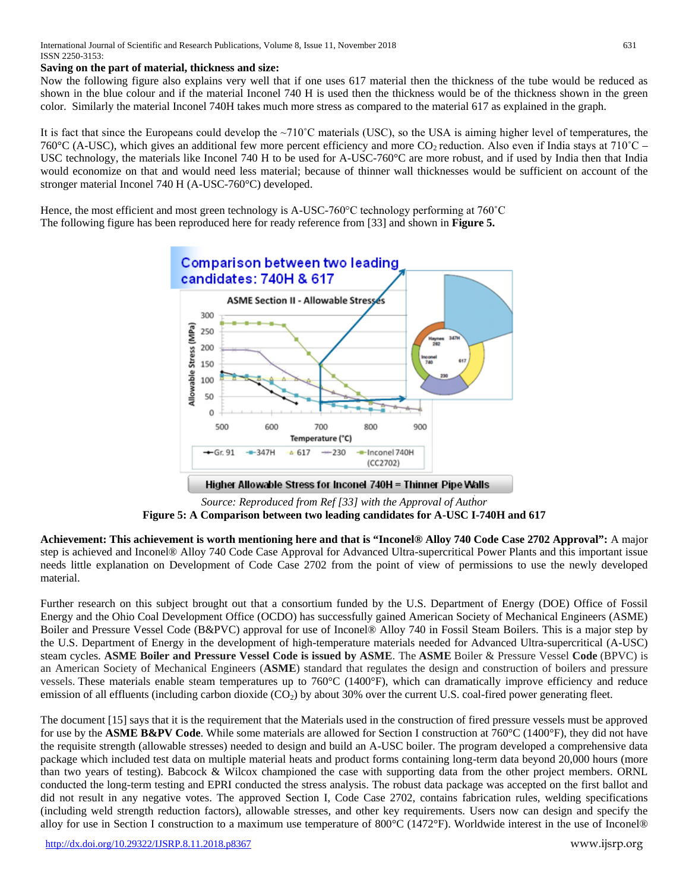**Saving on the part of material, thickness and size:**

Now the following figure also explains very well that if one uses 617 material then the thickness of the tube would be reduced as shown in the blue colour and if the material Inconel 740 H is used then the thickness would be of the thickness shown in the green color. Similarly the material Inconel 740H takes much more stress as compared to the material 617 as explained in the graph.

It is fact that since the Europeans could develop the ~710˚C materials (USC), so the USA is aiming higher level of temperatures, the 760°C (A-USC), which gives an additional few more percent efficiency and more $CO_2$ reduction. Also even if India stays at 710˚C – USC technology, the materials like Inconel 740 H to be used for A-USC-760°C are more robust, and if used by India then that India would economize on that and would need less material; because of thinner wall thicknesses would be sufficient on account of the stronger material Inconel 740 H (A-USC-760°C) developed.

Hence, the most efficient and most green technology is A-USC-760°C technology performing at 760˚C

The following figure has been reproduced here for ready reference from [33] and shown in **Figure 5.**

*Source: Reproduced from Ref [33] with the Approval of Author*

**Figure 5: A Comparison between two leading candidates for A-USC I-740H and 617**

**Achievement: This achievement is worth mentioning here and that is "Inconel® Alloy 740 Code Case 2702 Approval":** A major step is achieved and Inconel® Alloy 740 Code Case Approval for Advanced Ultra-supercritical Power Plants and this important issue needs little explanation on Development of Code Case 2702 from the point of view of permissions to use the newly developed material.

Further research on this subject brought out that a consortium funded by the U.S. Department of Energy (DOE) Office of Fossil Energy and the Ohio Coal Development Office (OCDO) has successfully gained American Society of Mechanical Engineers (ASME) Boiler and Pressure Vessel Code (B&PVC) approval for use of Inconel® Alloy 740 in Fossil Steam Boilers. This is a major step by the U.S. Department of Energy in the development of high-temperature materials needed for Advanced Ultra-supercritical (A-USC) steam cycles. **ASME Boiler and Pressure Vessel Code is issued by ASME**. The **ASME** Boiler & Pressure Vessel **Code** (BPVC) is an American Society of Mechanical Engineers (**ASME**) standard that regulates the design and construction of boilers and pressure vessels. These materials enable steam temperatures up to 760°C (1400°F), which can dramatically improve efficiency and reduce emission of all effluents (including carbon dioxide ($CO_2$) by about 30% over the current U.S. coal-fired power generating fleet.

The document [15] says that it is the requirement that the Materials used in the construction of fired pressure vessels must be approved for use by the **ASME B&PV Code**. While some materials are allowed for Section I construction at 760°C (1400°F), they did not have the requisite strength (allowable stresses) needed to design and build an A-USC boiler. The program developed a comprehensive data package which included test data on multiple material heats and product forms containing long-term data beyond 20,000 hours (more than two years of testing). Babcock & Wilcox championed the case with supporting data from the other project members. ORNL conducted the long-term testing and EPRI conducted the stress analysis. The robust data package was accepted on the first ballot and did not result in any negative votes. The approved Section I, Code Case 2702, contains fabrication rules, welding specifications (including weld strength reduction factors), allowable stresses, and other key requirements. Users now can design and specify the alloy for use in Section I construction to a maximum use temperature of 800°C (1472°F). Worldwide interest in the use of Inconel®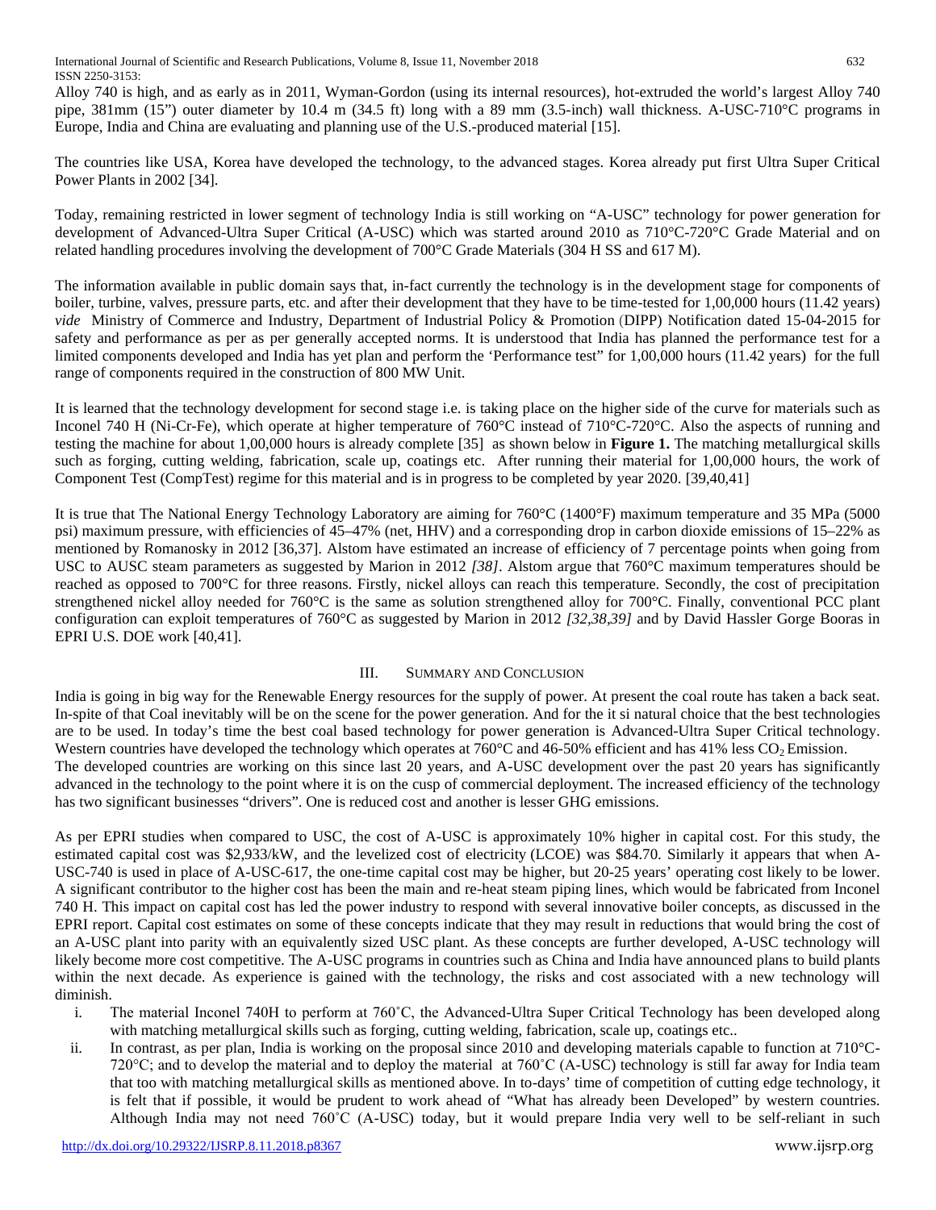Alloy 740 is high, and as early as in 2011, Wyman-Gordon (using its internal resources), hot-extruded the world's largest Alloy 740 pipe, 381mm (15") outer diameter by 10.4 m (34.5 ft) long with a 89 mm (3.5-inch) wall thickness. A-USC-710°C programs in Europe, India and China are evaluating and planning use of the U.S.-produced material [15].

The countries like USA, Korea have developed the technology, to the advanced stages. Korea already put first Ultra Super Critical Power Plants in 2002 [34].

Today, remaining restricted in lower segment of technology India is still working on "A-USC" technology for power generation for development of Advanced-Ultra Super Critical (A-USC) which was started around 2010 as 710°C-720°C Grade Material and on related handling procedures involving the development of 700°C Grade Materials (304 H SS and 617 M).

The information available in public domain says that, in-fact currently the technology is in the development stage for components of boiler, turbine, valves, pressure parts, etc. and after their development that they have to be time-tested for 1,00,000 hours (11.42 years) *vide* Ministry of Commerce and Industry, Department of Industrial Policy & Promotion (DIPP) Notification dated 15-04-2015 for safety and performance as per as per generally accepted norms. It is understood that India has planned the performance test for a limited components developed and India has yet plan and perform the 'Performance test" for 1,00,000 hours (11.42 years) for the full range of components required in the construction of 800 MW Unit.

It is learned that the technology development for second stage i.e. is taking place on the higher side of the curve for materials such as Inconel 740 H (Ni-Cr-Fe), which operate at higher temperature of 760°C instead of 710°C-720°C. Also the aspects of running and testing the machine for about 1,00,000 hours is already complete [35] as shown below in **Figure 1.** The matching metallurgical skills such as forging, cutting welding, fabrication, scale up, coatings etc. After running their material for 1,00,000 hours, the work of Component Test (CompTest) regime for this material and is in progress to be completed by year 2020. [39,40,41]

It is true that The National Energy Technology Laboratory are aiming for 760°C (1400°F) maximum temperature and 35 MPa (5000 psi) maximum pressure, with efficiencies of 45–47% (net, HHV) and a corresponding drop in carbon dioxide emissions of 15–22% as mentioned by Romanosky in 2012 [36,37]. Alstom have estimated an increase of efficiency of 7 percentage points when going from USC to AUSC steam parameters as suggested by Marion in 2012 *[38]*. Alstom argue that 760°C maximum temperatures should be reached as opposed to 700°C for three reasons. Firstly, nickel alloys can reach this temperature. Secondly, the cost of precipitation strengthened nickel alloy needed for 760°C is the same as solution strengthened alloy for 700°C. Finally, conventional PCC plant configuration can exploit temperatures of 760°C as suggested by Marion in 2012 *[32,38,39]* and by David Hassler Gorge Booras in EPRI U.S. DOE work [40,41].

## III. Summary and Conclusion

India is going in big way for the Renewable Energy resources for the supply of power. At present the coal route has taken a back seat. In-spite of that Coal inevitably will be on the scene for the power generation. And for the it si natural choice that the best technologies are to be used. In today's time the best coal based technology for power generation is Advanced-Ultra Super Critical technology. Western countries have developed the technology which operates at 760°C and 46-50% efficient and has 41% less $CO_2$ Emission.
The developed countries are working on this since last 20 years, and A-USC development over the past 20 years has significantly advanced in the technology to the point where it is on the cusp of commercial deployment. The increased efficiency of the technology has two significant businesses "drivers". One is reduced cost and another is lesser GHG emissions.

As per EPRI studies when compared to USC, the cost of A-USC is approximately 10% higher in capital cost. For this study, the estimated capital cost was $2,933/kW, and the levelized cost of electricity (LCOE) was $84.70. Similarly it appears that when A-USC-740 is used in place of A-USC-617, the one-time capital cost may be higher, but 20-25 years' operating cost likely to be lower. A significant contributor to the higher cost has been the main and re-heat steam piping lines, which would be fabricated from Inconel 740 H. This impact on capital cost has led the power industry to respond with several innovative boiler concepts, as discussed in the EPRI report. Capital cost estimates on some of these concepts indicate that they may result in reductions that would bring the cost of an A-USC plant into parity with an equivalently sized USC plant. As these concepts are further developed, A-USC technology will likely become more cost competitive. The A-USC programs in countries such as China and India have announced plans to build plants within the next decade. As experience is gained with the technology, the risks and cost associated with a new technology will diminish.

i. The material Inconel 740H to perform at 760˚C, the Advanced-Ultra Super Critical Technology has been developed along with matching metallurgical skills such as forging, cutting welding, fabrication, scale up, coatings etc..
ii. In contrast, as per plan, India is working on the proposal since 2010 and developing materials capable to function at 710°C-720°C; and to develop the material and to deploy the material at 760˚C (A-USC) technology is still far away for India team that too with matching metallurgical skills as mentioned above. In to-days' time of competition of cutting edge technology, it is felt that if possible, it would be prudent to work ahead of "What has already been Developed" by western countries. Although India may not need 760˚C (A-USC) today, but it would prepare India very well to be self-reliant in such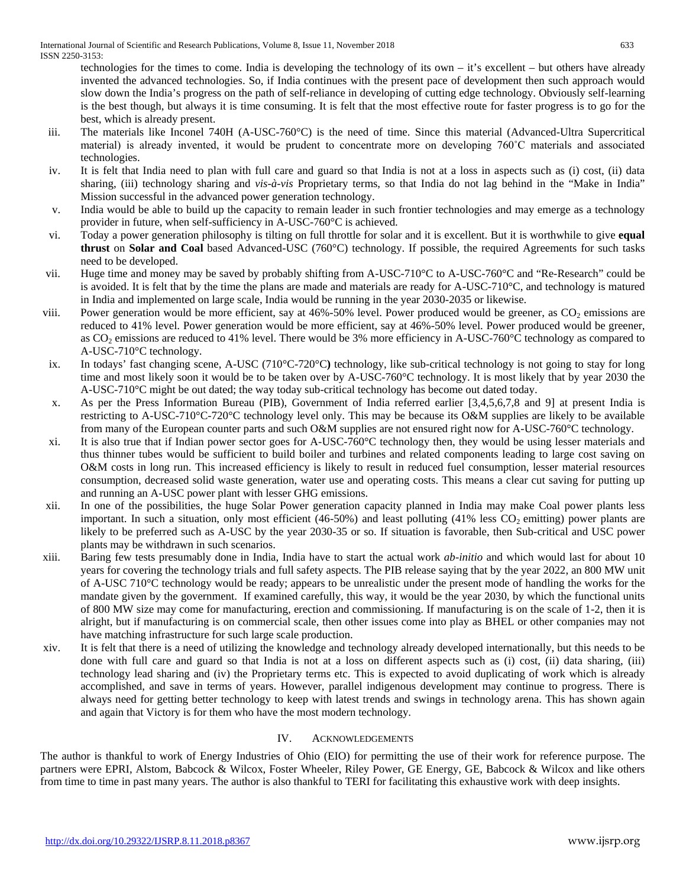technologies for the times to come. India is developing the technology of its own – it's excellent – but others have already invented the advanced technologies. So, if India continues with the present pace of development then such approach would slow down the India's progress on the path of self-reliance in developing of cutting edge technology. Obviously self-learning is the best though, but always it is time consuming. It is felt that the most effective route for faster progress is to go for the best, which is already present.

iii. The materials like Inconel 740H (A-USC-760°C) is the need of time. Since this material (Advanced-Ultra Supercritical material) is already invented, it would be prudent to concentrate more on developing 760˚C materials and associated technologies.

iv. It is felt that India need to plan with full care and guard so that India is not at a loss in aspects such as (i) cost, (ii) data sharing, (iii) technology sharing and *vis-à-vis* Proprietary terms, so that India do not lag behind in the "Make in India" Mission successful in the advanced power generation technology.

v. India would be able to build up the capacity to remain leader in such frontier technologies and may emerge as a technology provider in future, when self-sufficiency in A-USC-760°C is achieved.

vi. Today a power generation philosophy is tilting on full throttle for solar and it is excellent. But it is worthwhile to give **equal thrust** on **Solar and Coal** based Advanced-USC (760°C) technology. If possible, the required Agreements for such tasks need to be developed.

vii. Huge time and money may be saved by probably shifting from A-USC-710°C to A-USC-760°C and "Re-Research" could be is avoided. It is felt that by the time the plans are made and materials are ready for A-USC-710°C, and technology is matured in India and implemented on large scale, India would be running in the year 2030-2035 or likewise.

viii. Power generation would be more efficient, say at 46%-50% level. Power produced would be greener, as $CO_2$ emissions are reduced to 41% level. Power generation would be more efficient, say at 46%-50% level. Power produced would be greener, as $CO_2$ emissions are reduced to 41% level. There would be 3% more efficiency in A-USC-760°C technology as compared to A-USC-710°C technology.

ix. In todays' fast changing scene, A-USC (710°C-720°C**)** technology, like sub-critical technology is not going to stay for long time and most likely soon it would be to be taken over by A-USC-760°C technology. It is most likely that by year 2030 the A-USC-710°C might be out dated; the way today sub-critical technology has become out dated today.

x. As per the Press Information Bureau (PIB), Government of India referred earlier [3,4,5,6,7,8 and 9] at present India is restricting to A-USC-710°C-720°C technology level only. This may be because its O&M supplies are likely to be available from many of the European counter parts and such O&M supplies are not ensured right now for A-USC-760°C technology.

xi. It is also true that if Indian power sector goes for A-USC-760°C technology then, they would be using lesser materials and thus thinner tubes would be sufficient to build boiler and turbines and related components leading to large cost saving on O&M costs in long run. This increased efficiency is likely to result in reduced fuel consumption, lesser material resources consumption, decreased solid waste generation, water use and operating costs. This means a clear cut saving for putting up and running an A-USC power plant with lesser GHG emissions.

xii. In one of the possibilities, the huge Solar Power generation capacity planned in India may make Coal power plants less important. In such a situation, only most efficient (46-50%) and least polluting (41% less $CO_2$ emitting) power plants are likely to be preferred such as A-USC by the year 2030-35 or so. If situation is favorable, then Sub-critical and USC power plants may be withdrawn in such scenarios.

xiii. Baring few tests presumably done in India, India have to start the actual work *ab-initio* and which would last for about 10 years for covering the technology trials and full safety aspects. The PIB release saying that by the year 2022, an 800 MW unit of A-USC 710°C technology would be ready; appears to be unrealistic under the present mode of handling the works for the mandate given by the government. If examined carefully, this way, it would be the year 2030, by which the functional units of 800 MW size may come for manufacturing, erection and commissioning. If manufacturing is on the scale of 1-2, then it is alright, but if manufacturing is on commercial scale, then other issues come into play as BHEL or other companies may not have matching infrastructure for such large scale production.

xiv. It is felt that there is a need of utilizing the knowledge and technology already developed internationally, but this needs to be done with full care and guard so that India is not at a loss on different aspects such as (i) cost, (ii) data sharing, (iii) technology lead sharing and (iv) the Proprietary terms etc. This is expected to avoid duplicating of work which is already accomplished, and save in terms of years. However, parallel indigenous development may continue to progress. There is always need for getting better technology to keep with latest trends and swings in technology arena. This has shown again and again that Victory is for them who have the most modern technology.

## IV. Acknowledgements

The author is thankful to work of Energy Industries of Ohio (EIO) for permitting the use of their work for reference purpose. The partners were EPRI, Alstom, Babcock & Wilcox, Foster Wheeler, Riley Power, GE Energy, GE, Babcock & Wilcox and like others from time to time in past many years. The author is also thankful to TERI for facilitating this exhaustive work with deep insights.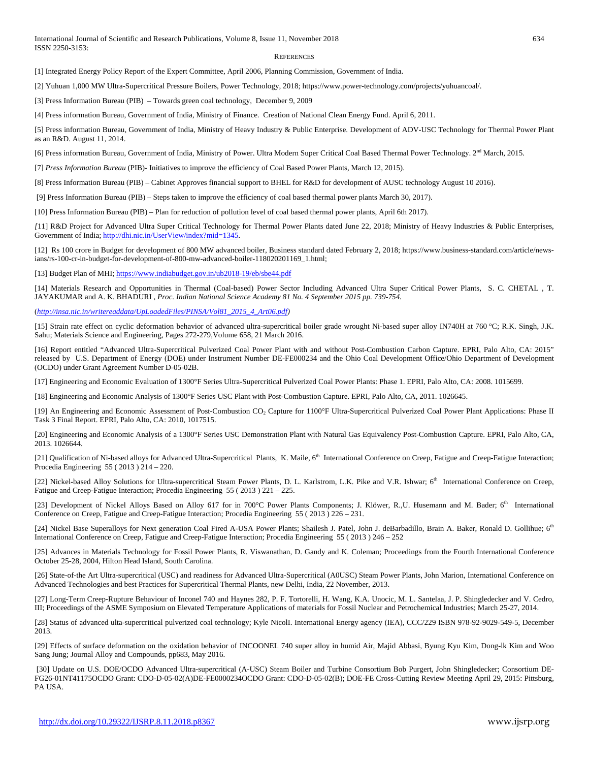## REFERENCES

[1] Integrated Energy Policy Report of the Expert Committee, April 2006, Planning Commission, Government of India.

[2] Yuhuan 1,000 MW Ultra-Supercritical Pressure Boilers, Power Technology, 2018; https://www.power-technology.com/projects/yuhuancoal/.

[3] Press Information Bureau (PIB) – Towards green coal technology, December 9, 2009

[4] Press information Bureau, Government of India, Ministry of Finance. Creation of National Clean Energy Fund. April 6, 2011.

[5] Press information Bureau, Government of India, Ministry of Heavy Industry & Public Enterprise. Development of ADV-USC Technology for Thermal Power Plant as an R&D. August 11, 2014.

[6] Press information Bureau, Government of India, Ministry of Power. Ultra Modern Super Critical Coal Based Thermal Power Technology. 2nd March, 2015.

[7] *Press Information Bureau* (PIB)- Initiatives to improve the efficiency of Coal Based Power Plants, March 12, 2015).

[8] Press Information Bureau (PIB) – Cabinet Approves financial support to BHEL for R&D for development of AUSC technology August 10 2016).

[9] Press Information Bureau (PIB) – Steps taken to improve the efficiency of coal based thermal power plants March 30, 2017).

[10] Press Information Bureau (PIB) – Plan for reduction of pollution level of coal based thermal power plants, April 6th 2017).

*[*11] R&D Project for Advanced Ultra Super Critical Technology for Thermal Power Plants dated June 22, 2018; Ministry of Heavy Industries & Public Enterprises, Government of India; http://dhi.nic.in/UserView/index?mid=1345.

[12] Rs 100 crore in Budget for development of 800 MW advanced boiler, Business standard dated February 2, 2018; https://www.business-standard.com/article/news-ians/rs-100-cr-in-budget-for-development-of-800-mw-advanced-boiler-118020201169_1.html;

[13] Budget Plan of MHI; https://www.indiabudget.gov.in/ub2018-19/eb/sbe44.pdf

[14] Materials Research and Opportunities in Thermal (Coal-based) Power Sector Including Advanced Ultra Super Critical Power Plants, S. C. CHETAL , T. JAYAKUMAR and A. K. BHADURI , *Proc. Indian National Science Academy 81 No. 4 September 2015 pp. 739-754.*

(*http://insa.nic.in/writereaddata/UpLoadedFiles/PINSA/Vol81_2015_4_Art06.pdf)*

[15] Strain rate effect on cyclic deformation behavior of advanced ultra-supercritical boiler grade wrought Ni-based super alloy IN740H at 760 °C; R.K. Singh, J.K. Sahu; Materials Science and Engineering, Pages 272-279,Volume 658, 21 March 2016.

[16] Report entitled "Advanced Ultra-Supercritical Pulverized Coal Power Plant with and without Post-Combustion Carbon Capture. EPRI, Palo Alto, CA: 2015" released by U.S. Department of Energy (DOE) under Instrument Number DE-FE000234 and the Ohio Coal Development Office/Ohio Department of Development (OCDO) under Grant Agreement Number D-05-02B.

[17] Engineering and Economic Evaluation of 1300°F Series Ultra-Supercritical Pulverized Coal Power Plants: Phase 1. EPRI, Palo Alto, CA: 2008. 1015699.

[18] Engineering and Economic Analysis of 1300°F Series USC Plant with Post-Combustion Capture. EPRI, Palo Alto, CA, 2011. 1026645.

[19] An Engineering and Economic Assessment of Post-Combustion $CO_2$ Capture for 1100°F Ultra-Supercritical Pulverized Coal Power Plant Applications: Phase II Task 3 Final Report. EPRI, Palo Alto, CA: 2010, 1017515.

[20] Engineering and Economic Analysis of a 1300°F Series USC Demonstration Plant with Natural Gas Equivalency Post-Combustion Capture. EPRI, Palo Alto, CA, 2013. 1026644.

[21] Qualification of Ni-based alloys for Advanced Ultra-Supercritical Plants, K. Maile, 6th International Conference on Creep, Fatigue and Creep-Fatigue Interaction; Procedia Engineering 55 ( 2013 ) 214 – 220.

[22] Nickel-based Alloy Solutions for Ultra-supercritical Steam Power Plants, D. L. Karlstrom, L.K. Pike and V.R. Ishwar; 6th International Conference on Creep, Fatigue and Creep-Fatigue Interaction; Procedia Engineering 55 ( 2013 ) 221 – 225.

[23] Development of Nickel Alloys Based on Alloy 617 for in 700°C Power Plants Components; J. Klöwer, R.,U. Husemann and M. Bader; 6th International Conference on Creep, Fatigue and Creep-Fatigue Interaction; Procedia Engineering 55 ( 2013 ) 226 – 231.

[24] Nickel Base Superalloys for Next generation Coal Fired A-USA Power Plants; Shailesh J. Patel, John J. deBarbadillo, Brain A. Baker, Ronald D. Gollihue; 6th International Conference on Creep, Fatigue and Creep-Fatigue Interaction; Procedia Engineering 55 ( 2013 ) 246 – 252

[25] Advances in Materials Technology for Fossil Power Plants, R. Viswanathan, D. Gandy and K. Coleman; Proceedings from the Fourth International Conference October 25-28, 2004, Hilton Head Island, South Carolina.

[26] State-of-the Art Ultra-supercritical (USC) and readiness for Advanced Ultra-Supercritical (A0USC) Steam Power Plants, John Marion, International Conference on Advanced Technologies and best Practices for Supercritical Thermal Plants, new Delhi, India, 22 November, 2013.

[27] Long-Term Creep-Rupture Behaviour of Inconel 740 and Haynes 282, P. F. Tortorelli, H. Wang, K.A. Unocic, M. L. Santelaa, J. P. Shingledecker and V. Cedro, III; Proceedings of the ASME Symposium on Elevated Temperature Applications of materials for Fossil Nuclear and Petrochemical Industries; March 25-27, 2014.

[28] Status of advanced ulta-supercritical pulverized coal technology; Kyle NicolI. International Energy agency (IEA), CCC/229 ISBN 978-92-9029-549-5, December 2013.

[29] Effects of surface deformation on the oxidation behavior of INCOONEL 740 super alloy in humid Air, Majid Abbasi, Byung Kyu Kim, Dong-lk Kim and Woo Sang Jung; Journal Alloy and Compounds, pp683, May 2016.

[30] Update on U.S. DOE/OCDO Advanced Ultra-supercritical (A-USC) Steam Boiler and Turbine Consortium Bob Purgert, John Shingledecker; Consortium DE-FG26-01NT41175OCDO Grant: CDO-D-05-02(A)DE-FE0000234OCDO Grant: CDO-D-05-02(B); DOE-FE Cross-Cutting Review Meeting April 29, 2015: Pittsburg, PA USA.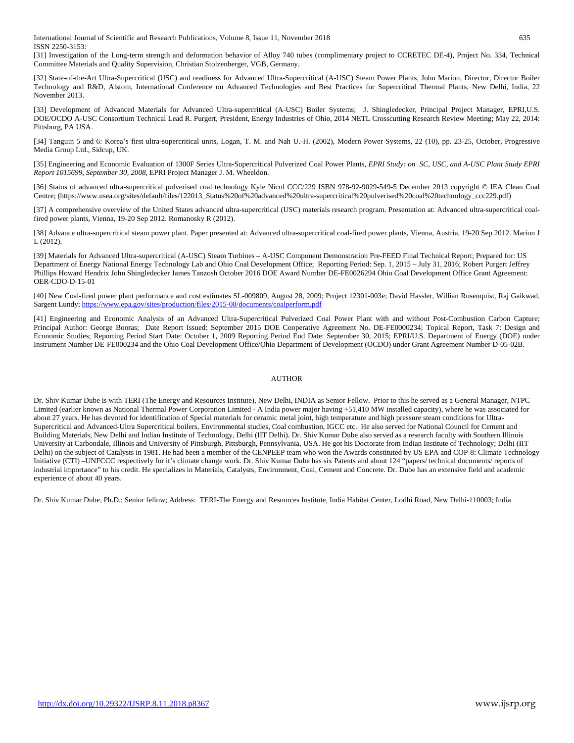[31] Investigation of the Long-term strength and deformation behavior of Alloy 740 tubes (complimentary project to CCRETEC DE-4), Project No. 334, Technical Committee Materials and Quality Supervision, Christian Stolzenberger, VGB, Germany.

[32] State-of-the-Art Ultra-Supercritical (USC) and readiness for Advanced Ultra-Supercritical (A-USC) Steam Power Plants, John Marion, Director, Director Boiler Technology and R&D, Alstom, International Conference on Advanced Technologies and Best Practices for Supercritical Thermal Plants, New Delhi, India, 22 November 2013.

[33] Development of Advanced Materials for Advanced Ultra-supercritical (A-USC) Boiler Systems; J. Shingledecker, Principal Project Manager, EPRI,U.S. DOE/OCDO A-USC Consortium Technical Lead R. Purgert, President, Energy Industries of Ohio, 2014 NETL Crosscutting Research Review Meeting; May 22, 2014: Pittsburg, PA USA.

[34] Tanguin 5 and 6: Korea's first ultra-supercritical units, Logan, T. M. and Nah U.-H. (2002), Modern Power Systems, 22 (10), pp. 23-25, October, Progressive Media Group Ltd., Sidcup, UK.

[35] Engineering and Economic Evaluation of 1300F Series Ultra-Supercritical Pulverized Coal Power Plants, *EPRI Study: on SC, USC, and A-USC Plant Study EPRI Report 1015699, September 30, 2008*, EPRI Project Manager J. M. Wheeldon.

[36] Status of advanced ultra-supercritical pulverised coal technology Kyle Nicol CCC/229 ISBN 978-92-9029-549-5 December 2013 copyright © IEA Clean Coal Centre; (https://www.usea.org/sites/default/files/122013_Status%20of%20advanced%20ultra-supercritical%20pulverised%20coal%20technology_ccc229.pdf)

[37] A comprehensive overview of the United States advanced ultra-supercritical (USC) materials research program. Presentation at: Advanced ultra-supercritical coal-fired power plants, Vienna, 19-20 Sep 2012. Romanosky R (2012).

[38] Advance ultra-supercritical steam power plant. Paper presented at: Advanced ultra-supercritical coal-fired power plants, Vienna, Austria, 19-20 Sep 2012. Marion J L (2012).

[39] Materials for Advanced Ultra-supercritical (A-USC) Steam Turbines – A-USC Component Demonstration Pre-FEED Final Technical Report; Prepared for: US Department of Energy National Energy Technology Lab and Ohio Coal Development Office; Reporting Period: Sep. 1, 2015 – July 31, 2016; Robert Purgert Jeffrey Phillips Howard Hendrix John Shingledecker James Tanzosh October 2016 DOE Award Number DE-FE0026294 Ohio Coal Development Office Grant Agreement: OER-CDO-D-15-01

[40] New Coal-fired power plant performance and cost estimates SL-009809, August 28, 2009; Project 12301-003e; David Hassler, Willian Rosenquist, Raj Gaikwad, Sargent Lundy; https://www.epa.gov/sites/production/files/2015-08/documents/coalperform.pdf

[41] Engineering and Economic Analysis of an Advanced Ultra-Supercritical Pulverized Coal Power Plant with and without Post-Combustion Carbon Capture; Principal Author: George Booras; Date Report Issued: September 2015 DOE Cooperative Agreement No. DE-FE0000234; Topical Report, Task 7: Design and Economic Studies; Reporting Period Start Date: October 1, 2009 Reporting Period End Date: September 30, 2015; EPRI/U.S. Department of Energy (DOE) under Instrument Number DE-FE000234 and the Ohio Coal Development Office/Ohio Department of Development (OCDO) under Grant Agreement Number D-05-02B.

## AUTHOR

Dr. Shiv Kumar Dube is with TERI (The Energy and Resources Institute), New Delhi, INDIA as Senior Fellow. Prior to this he served as a General Manager, NTPC Limited (earlier known as National Thermal Power Corporation Limited - A India power major having +51,410 MW installed capacity), where he was associated for about 27 years. He has devoted for identification of Special materials for ceramic metal joint, high temperature and high pressure steam conditions for Ultra-Supercritical and Advanced-Ultra Supercritical boilers, Environmental studies, Coal combustion, IGCC etc. He also served for National Council for Cement and Building Materials, New Delhi and Indian Institute of Technology, Delhi (IIT Delhi). Dr. Shiv Kumar Dube also served as a research faculty with Southern Illinois University at Carbondale, Illinois and University of Pittsburgh, Pittsburgh, Pennsylvania, USA. He got his Doctorate from Indian Institute of Technology; Delhi (IIT Delhi) on the subject of Catalysts in 1981. He had been a member of the CENPEEP team who won the Awards constituted by US EPA and COP-8: Climate Technology Initiative (CTI) –UNFCCC respectively for it's climate change work. Dr. Shiv Kumar Dube has six Patents and about 124 "papers/ technical documents/ reports of industrial importance" to his credit. He specializes in Materials, Catalysts, Environment, Coal, Cement and Concrete. Dr. Dube has an extensive field and academic experience of about 40 years.

Dr. Shiv Kumar Dube, Ph.D.; Senior fellow; Address: TERI-The Energy and Resources Institute, India Habitat Center, Lodhi Road, New Delhi-110003; India